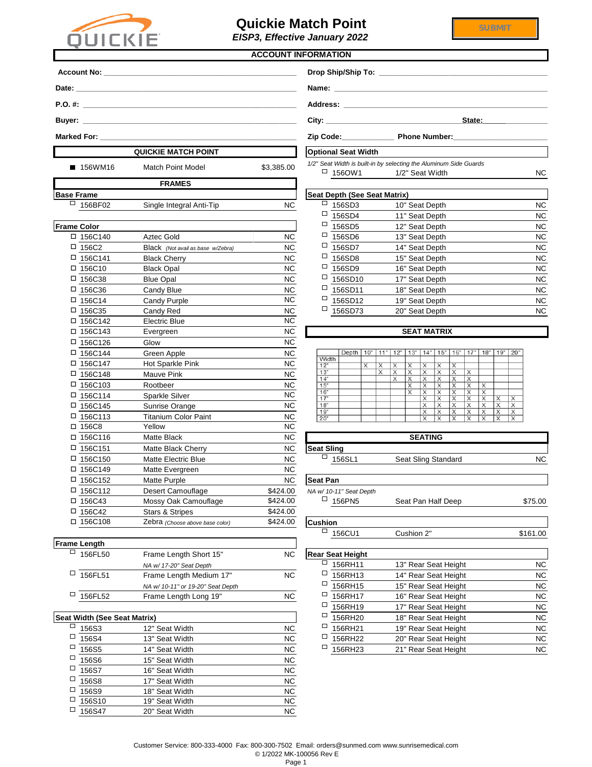# Quickie Match Point

*EISP3, Effective January 2022*

SUBMIT

## ACCOUNT INFORMATION

Account No: ______________________

Date: ______________________

P.O. #: ______________________

Buyer: ______________________

Marked For: ______________________

Drop Ship/Ship To: ______________________

Name: ______________________

Address: ______________________

City: ______________________ State: __________

Zip Code: ____________ Phone Number: ______________________

## QUICKIE MATCH POINT

| | Code | Description | Price |
|---|---|---|---|
| ■ | 156WM16 | Match Point Model | $3,385.00 |

## FRAMES

### Base Frame

| | Code | Description | Price |
|---|---|---|---|
| ☐ | 156BF02 | Single Integral Anti-Tip | NC |

### Frame Color

| | Code | Description | Price |
|---|---|---|---|
| ☐ | 156C140 | Aztec Gold | NC |
| ☐ | 156C2 | Black *(Not avail as base w/Zebra)* | NC |
| ☐ | 156C141 | Black Cherry | NC |
| ☐ | 156C10 | Black Opal | NC |
| ☐ | 156C38 | Blue Opal | NC |
| ☐ | 156C36 | Candy Blue | NC |
| ☐ | 156C14 | Candy Purple | NC |
| ☐ | 156C35 | Candy Red | NC |
| ☐ | 156C142 | Electric Blue | NC |
| ☐ | 156C143 | Evergreen | NC |
| ☐ | 156C126 | Glow | NC |
| ☐ | 156C144 | Green Apple | NC |
| ☐ | 156C147 | Hot Sparkle Pink | NC |
| ☐ | 156C148 | Mauve Pink | NC |
| ☐ | 156C103 | Rootbeer | NC |
| ☐ | 156C114 | Sparkle Silver | NC |
| ☐ | 156C145 | Sunrise Orange | NC |
| ☐ | 156C113 | Titanium Color Paint | NC |
| ☐ | 156C8 | Yellow | NC |
| ☐ | 156C116 | Matte Black | NC |
| ☐ | 156C151 | Matte Black Cherry | NC |
| ☐ | 156C150 | Matte Electric Blue | NC |
| ☐ | 156C149 | Matte Evergreen | NC |
| ☐ | 156C152 | Matte Purple | NC |
| ☐ | 156C112 | Desert Camouflage | $424.00 |
| ☐ | 156C43 | Mossy Oak Camouflage | $424.00 |
| ☐ | 156C42 | Stars & Stripes | $424.00 |
| ☐ | 156C108 | Zebra *(Choose above base color)* | $424.00 |

### Frame Length

| | Code | Description | Price |
|---|---|---|---|
| ☐ | 156FL50 | Frame Length Short 15" *NA w/ 17-20" Seat Depth* | NC |
| ☐ | 156FL51 | Frame Length Medium 17" *NA w/ 10-11" or 19-20" Seat Depth* | NC |
| ☐ | 156FL52 | Frame Length Long 19" | NC |

### Seat Width (See Seat Matrix)

| | Code | Description | Price |
|---|---|---|---|
| ☐ | 156S3 | 12" Seat Width | NC |
| ☐ | 156S4 | 13" Seat Width | NC |
| ☐ | 156S5 | 14" Seat Width | NC |
| ☐ | 156S6 | 15" Seat Width | NC |
| ☐ | 156S7 | 16" Seat Width | NC |
| ☐ | 156S8 | 17" Seat Width | NC |
| ☐ | 156S9 | 18" Seat Width | NC |
| ☐ | 156S10 | 19" Seat Width | NC |
| ☐ | 156S47 | 20" Seat Width | NC |

### Optional Seat Width

*1/2" Seat Width is built-in by selecting the Aluminum Side Guards*

| | Code | Description | Price |
|---|---|---|---|
| ☐ | 156OW1 | 1/2" Seat Width | NC |

### Seat Depth (See Seat Matrix)

| | Code | Description | Price |
|---|---|---|---|
| ☐ | 156SD3 | 10" Seat Depth | NC |
| ☐ | 156SD4 | 11" Seat Depth | NC |
| ☐ | 156SD5 | 12" Seat Depth | NC |
| ☐ | 156SD6 | 13" Seat Depth | NC |
| ☐ | 156SD7 | 14" Seat Depth | NC |
| ☐ | 156SD8 | 15" Seat Depth | NC |
| ☐ | 156SD9 | 16" Seat Depth | NC |
| ☐ | 156SD10 | 17" Seat Depth | NC |
| ☐ | 156SD11 | 18" Seat Depth | NC |
| ☐ | 156SD12 | 19" Seat Depth | NC |
| ☐ | 156SD73 | 20" Seat Depth | NC |

## SEAT MATRIX

| Width \ Depth | 10" | 11" | 12" | 13" | 14" | 15" | 16" | 17" | 18" | 19" | 20" |
|---|---|---|---|---|---|---|---|---|---|---|---|
| 12" | X | X | X | X | X | X | X | | | | |
| 13" | | X | X | X | X | X | X | X | | | |
| 14" | | | X | X | X | X | X | X | | | |
| 15" | | | | X | X | X | X | X | X | | |
| 16" | | | | X | X | X | X | X | X | | |
| 17" | | | | | X | X | X | X | X | X | X |
| 18" | | | | | X | X | X | X | X | X | X |
| 19" | | | | | X | X | X | X | X | X | X |
| 20" | | | | | X | X | X | X | X | X | X |

## SEATING

### Seat Sling

| | Code | Description | Price |
|---|---|---|---|
| ☐ | 156SL1 | Seat Sling Standard | NC |

### Seat Pan

*NA w/ 10-11" Seat Depth*

| | Code | Description | Price |
|---|---|---|---|
| ☐ | 156PN5 | Seat Pan Half Deep | $75.00 |

### Cushion

| | Code | Description | Price |
|---|---|---|---|
| ☐ | 156CU1 | Cushion 2" | $161.00 |

### Rear Seat Height

| | Code | Description | Price |
|---|---|---|---|
| ☐ | 156RH11 | 13" Rear Seat Height | NC |
| ☐ | 156RH13 | 14" Rear Seat Height | NC |
| ☐ | 156RH15 | 15" Rear Seat Height | NC |
| ☐ | 156RH17 | 16" Rear Seat Height | NC |
| ☐ | 156RH19 | 17" Rear Seat Height | NC |
| ☐ | 156RH20 | 18" Rear Seat Height | NC |
| ☐ | 156RH21 | 19" Rear Seat Height | NC |
| ☐ | 156RH22 | 20" Rear Seat Height | NC |
| ☐ | 156RH23 | 21" Rear Seat Height | NC |

Customer Service: 800-333-4000 Fax: 800-300-7502 Email: orders@sunmed.com www.sunrisemedical.com

© 1/2022 MK-100056 Rev E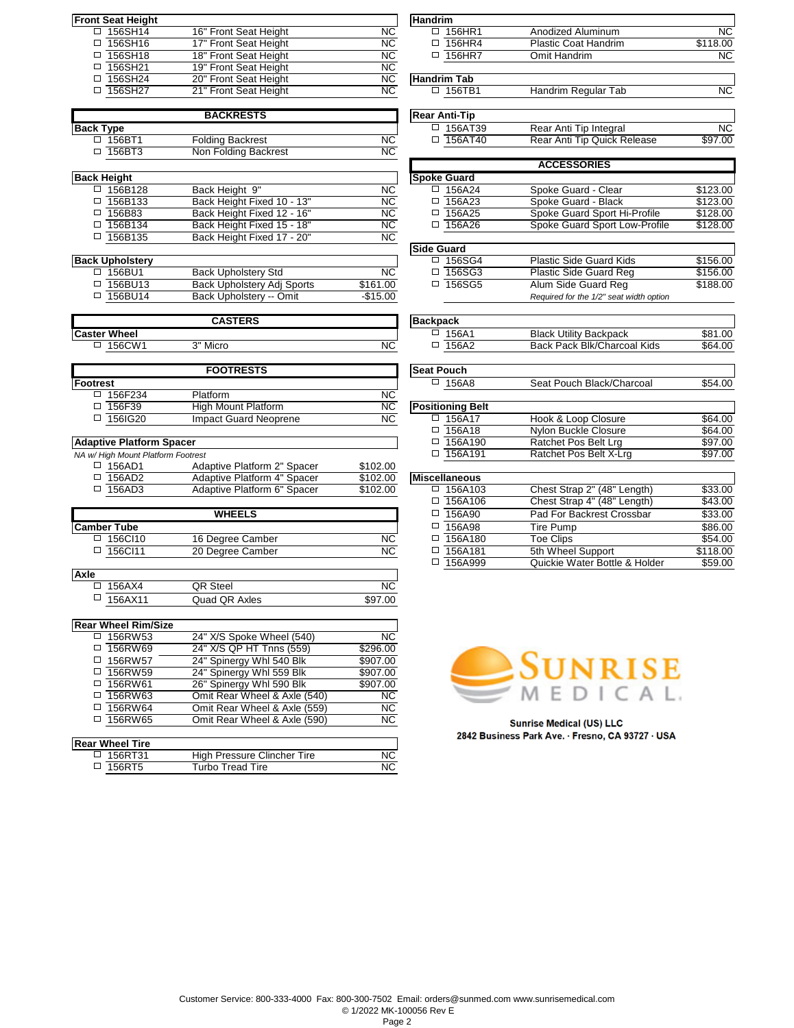### Front Seat Height

| | | |
|---|---|---|
| ☐ 156SH14 | 16" Front Seat Height | NC |
| ☐ 156SH16 | 17" Front Seat Height | NC |
| ☐ 156SH18 | 18" Front Seat Height | NC |
| ☐ 156SH21 | 19" Front Seat Height | NC |
| ☐ 156SH24 | 20" Front Seat Height | NC |
| ☐ 156SH27 | 21" Front Seat Height | NC |

## BACKRESTS

### Back Type

| | | |
|---|---|---|
| ☐ 156BT1 | Folding Backrest | NC |
| ☐ 156BT3 | Non Folding Backrest | NC |

### Back Height

| | | |
|---|---|---|
| ☐ 156B128 | Back Height 9" | NC |
| ☐ 156B133 | Back Height Fixed 10 - 13" | NC |
| ☐ 156B83 | Back Height Fixed 12 - 16" | NC |
| ☐ 156B134 | Back Height Fixed 15 - 18" | NC |
| ☐ 156B135 | Back Height Fixed 17 - 20" | NC |

### Back Upholstery

| | | |
|---|---|---|
| ☐ 156BU1 | Back Upholstery Std | NC |
| ☐ 156BU13 | Back Upholstery Adj Sports | $161.00 |
| ☐ 156BU14 | Back Upholstery -- Omit | -$15.00 |

## CASTERS

### Caster Wheel

| | | |
|---|---|---|
| ☐ 156CW1 | 3" Micro | NC |

## FOOTRESTS

### Footrest

| | | |
|---|---|---|
| ☐ 156F234 | Platform | NC |
| ☐ 156F39 | High Mount Platform | NC |
| ☐ 156IG20 | Impact Guard Neoprene | NC |

### Adaptive Platform Spacer

*NA w/ High Mount Platform Footrest*

| | | |
|---|---|---|
| ☐ 156AD1 | Adaptive Platform 2" Spacer | $102.00 |
| ☐ 156AD2 | Adaptive Platform 4" Spacer | $102.00 |
| ☐ 156AD3 | Adaptive Platform 6" Spacer | $102.00 |

## WHEELS

### Camber Tube

| | | |
|---|---|---|
| ☐ 156CI10 | 16 Degree Camber | NC |
| ☐ 156CI11 | 20 Degree Camber | NC |

### Axle

| | | |
|---|---|---|
| ☐ 156AX4 | QR Steel | NC |
| ☐ 156AX11 | Quad QR Axles | $97.00 |

### Rear Wheel Rim/Size

| | | |
|---|---|---|
| ☐ 156RW53 | 24" X/S Spoke Wheel (540) | NC |
| ☐ 156RW69 | 24" X/S QP HT Tnns (559) | $296.00 |
| ☐ 156RW57 | 24" Spinergy Whl 540 Blk | $907.00 |
| ☐ 156RW59 | 24" Spinergy Whl 559 Blk | $907.00 |
| ☐ 156RW61 | 26" Spinergy Whl 590 Blk | $907.00 |
| ☐ 156RW63 | Omit Rear Wheel & Axle (540) | NC |
| ☐ 156RW64 | Omit Rear Wheel & Axle (559) | NC |
| ☐ 156RW65 | Omit Rear Wheel & Axle (590) | NC |

### Rear Wheel Tire

| | | |
|---|---|---|
| ☐ 156RT31 | High Pressure Clincher Tire | NC |
| ☐ 156RT5 | Turbo Tread Tire | NC |

### Handrim

| | | |
|---|---|---|
| ☐ 156HR1 | Anodized Aluminum | NC |
| ☐ 156HR4 | Plastic Coat Handrim | $118.00 |
| ☐ 156HR7 | Omit Handrim | NC |

### Handrim Tab

| | | |
|---|---|---|
| ☐ 156TB1 | Handrim Regular Tab | NC |

### Rear Anti-Tip

| | | |
|---|---|---|
| ☐ 156AT39 | Rear Anti Tip Integral | NC |
| ☐ 156AT40 | Rear Anti Tip Quick Release | $97.00 |

## ACCESSORIES

### Spoke Guard

| | | |
|---|---|---|
| ☐ 156A24 | Spoke Guard - Clear | $123.00 |
| ☐ 156A23 | Spoke Guard - Black | $123.00 |
| ☐ 156A25 | Spoke Guard Sport Hi-Profile | $128.00 |
| ☐ 156A26 | Spoke Guard Sport Low-Profile | $128.00 |

### Side Guard

| | | |
|---|---|---|
| ☐ 156SG4 | Plastic Side Guard Kids | $156.00 |
| ☐ 156SG3 | Plastic Side Guard Reg | $156.00 |
| ☐ 156SG5 | Alum Side Guard Reg | $188.00 |
| | *Required for the 1/2" seat width option* | |

### Backpack

| | | |
|---|---|---|
| ☐ 156A1 | Black Utility Backpack | $81.00 |
| ☐ 156A2 | Back Pack Blk/Charcoal Kids | $64.00 |

### Seat Pouch

| | | |
|---|---|---|
| ☐ 156A8 | Seat Pouch Black/Charcoal | $54.00 |

### Positioning Belt

| | | |
|---|---|---|
| ☐ 156A17 | Hook & Loop Closure | $64.00 |
| ☐ 156A18 | Nylon Buckle Closure | $64.00 |
| ☐ 156A190 | Ratchet Pos Belt Lrg | $97.00 |
| ☐ 156A191 | Ratchet Pos Belt X-Lrg | $97.00 |

### Miscellaneous

| | | |
|---|---|---|
| ☐ 156A103 | Chest Strap 2" (48" Length) | $33.00 |
| ☐ 156A106 | Chest Strap 4" (48" Length) | $43.00 |
| ☐ 156A90 | Pad For Backrest Crossbar | $33.00 |
| ☐ 156A98 | Tire Pump | $86.00 |
| ☐ 156A180 | Toe Clips | $54.00 |
| ☐ 156A181 | 5th Wheel Support | $118.00 |
| ☐ 156A999 | Quickie Water Bottle & Holder | $59.00 |

SUNRISE MEDICAL

**Sunrise Medical (US) LLC**
**2842 Business Park Ave. · Fresno, CA 93727 · USA**

Customer Service: 800-333-4000 Fax: 800-300-7502 Email: orders@sunmed.com www.sunrisemedical.com
© 1/2022 MK-100056 Rev E